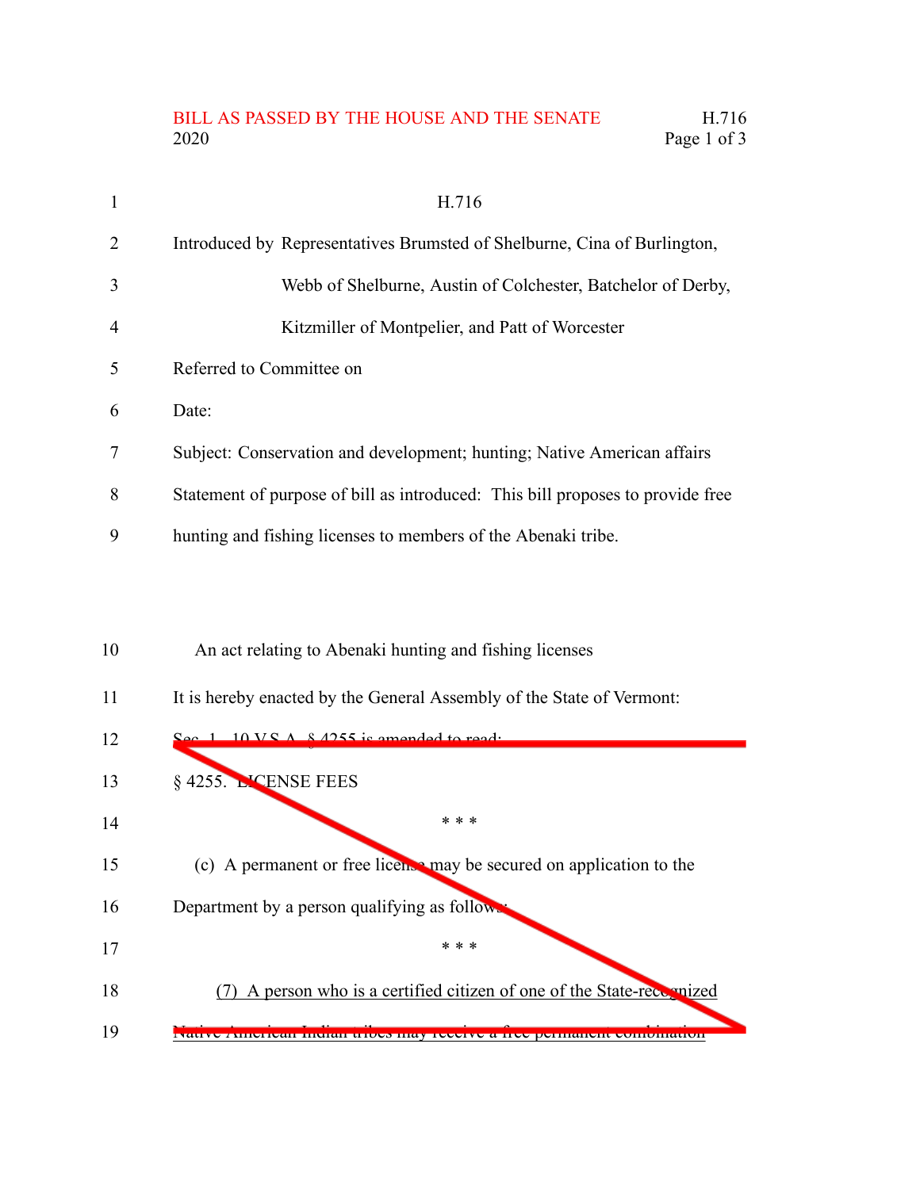H.716

Introduced by Representatives Brumsted of Shelburne, Cina of Burlington, Webb of Shelburne, Austin of Colchester, Batchelor of Derby, Kitzmiller of Montpelier, and Patt of Worcester

Referred to Committee on

Date:

Subject: Conservation and development; hunting; Native American affairs

Statement of purpose of bill as introduced: This bill proposes to provide free hunting and fishing licenses to members of the Abenaki tribe.

An act relating to Abenaki hunting and fishing licenses

It is hereby enacted by the General Assembly of the State of Vermont:

Sec. 1. 10 V.S.A. § 4255 is amended to read:

§ 4255. LICENSE FEES

\* \* \*

(c) A permanent or free license may be secured on application to the Department by a person qualifying as follows:

\* \* \*

<u>(7) A person who is a certified citizen of one of the State-recognized Native American Indian tribes may receive a free permanent combination</u>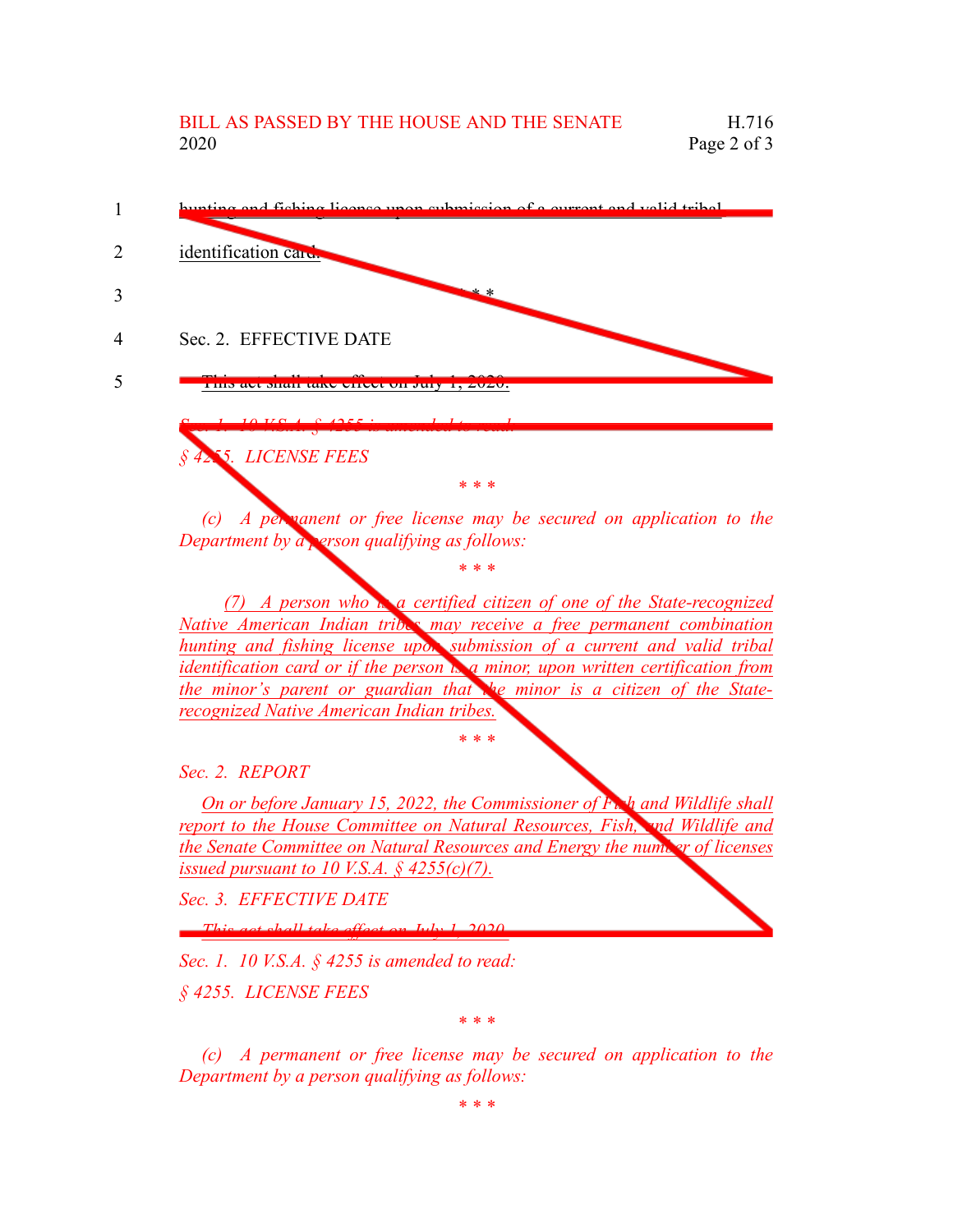hunting and fishing license upon submission of a current and valid tribal identification card.

\* \* \*

Sec. 2. EFFECTIVE DATE

This act shall take effect on July 1, 2020.

*Sec. 1. 10 V.S.A. § 4255 is amended to read:*

*§ 4255. LICENSE FEES*

*\* \* \**

*(c) A permanent or free license may be secured on application to the Department by a person qualifying as follows:*

*\* \* \**

*(7) A person who is a certified citizen of one of the State-recognized Native American Indian tribes may receive a free permanent combination hunting and fishing license upon submission of a current and valid tribal identification card or if the person is a minor, upon written certification from the minor's parent or guardian that the minor is a citizen of the State-recognized Native American Indian tribes.*

*\* \* \**

*Sec. 2. REPORT*

*On or before January 15, 2022, the Commissioner of Fish and Wildlife shall report to the House Committee on Natural Resources, Fish, and Wildlife and the Senate Committee on Natural Resources and Energy the number of licenses issued pursuant to 10 V.S.A. § 4255(c)(7).*

*Sec. 3. EFFECTIVE DATE*

*This act shall take effect on July 1, 2020.*

*Sec. 1. 10 V.S.A. § 4255 is amended to read:*

*§ 4255. LICENSE FEES*

*\* \* \**

*(c) A permanent or free license may be secured on application to the Department by a person qualifying as follows:*

*\* \* \**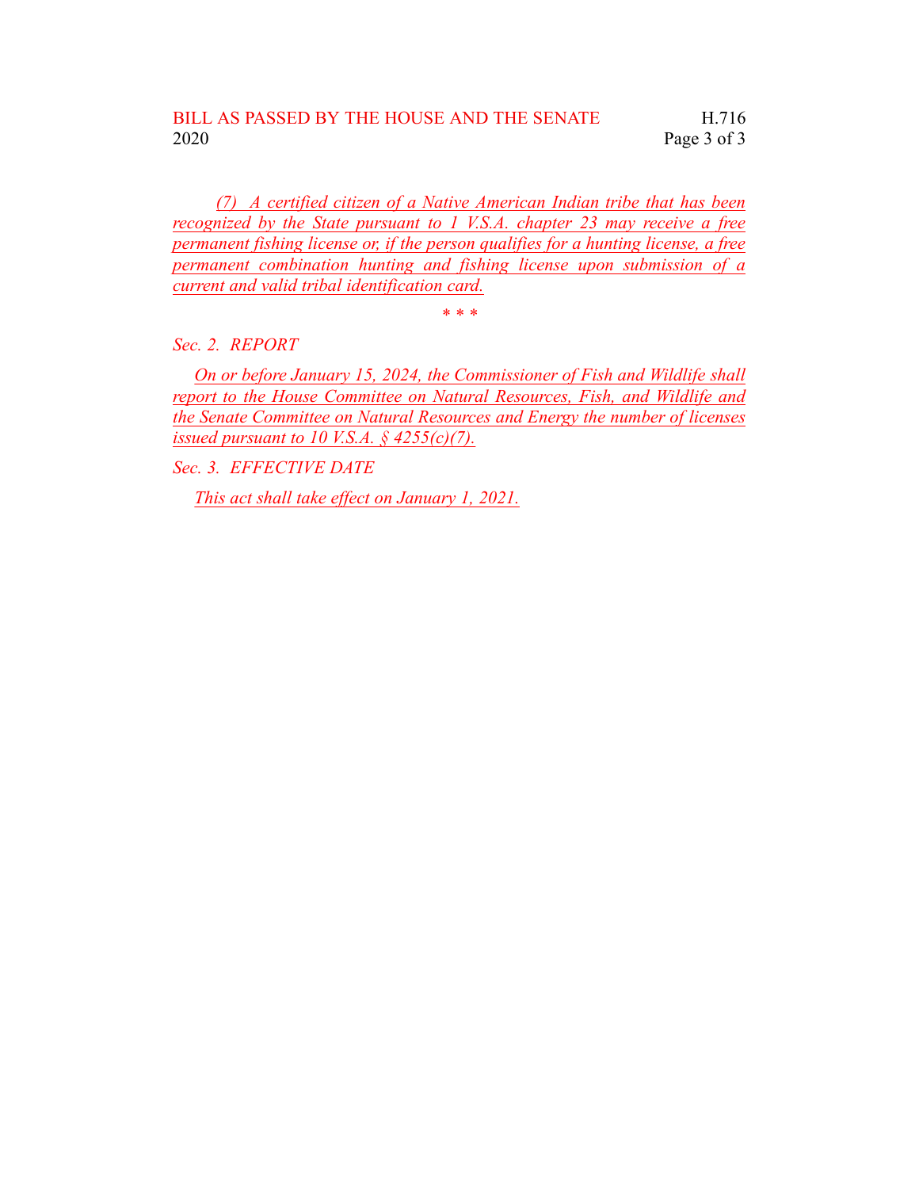*(7) A certified citizen of a Native American Indian tribe that has been recognized by the State pursuant to 1 V.S.A. chapter 23 may receive a free permanent fishing license or, if the person qualifies for a hunting license, a free permanent combination hunting and fishing license upon submission of a current and valid tribal identification card.*

\* \* \*

*Sec. 2. REPORT*

*On or before January 15, 2024, the Commissioner of Fish and Wildlife shall report to the House Committee on Natural Resources, Fish, and Wildlife and the Senate Committee on Natural Resources and Energy the number of licenses issued pursuant to 10 V.S.A. § 4255(c)(7).*

*Sec. 3. EFFECTIVE DATE*

*This act shall take effect on January 1, 2021.*